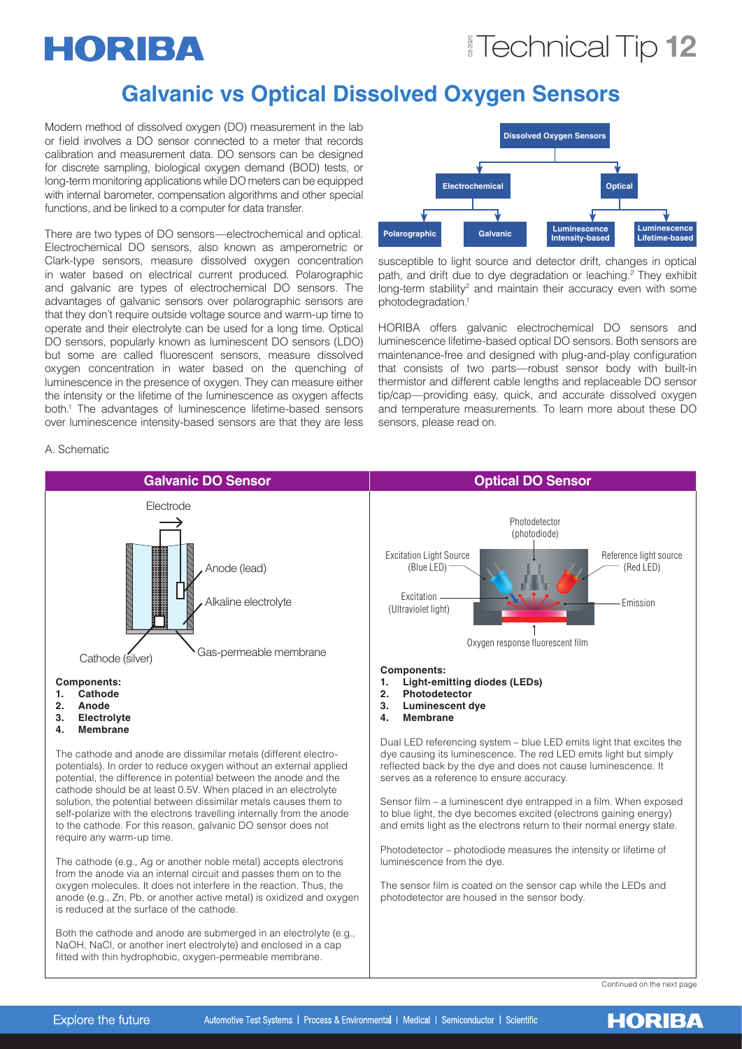# Galvanic vs Optical Dissolved Oxygen Sensors

Modern method of dissolved oxygen (DO) measurement in the lab or field involves a DO sensor connected to a meter that records calibration and measurement data. DO sensors can be designed for discrete sampling, biological oxygen demand (BOD) tests, or long-term monitoring applications while DO meters can be equipped with internal barometer, compensation algorithms and other special functions, and be linked to a computer for data transfer.

There are two types of DO sensors—electrochemical and optical. Electrochemical DO sensors, also known as amperometric or Clark-type sensors, measure dissolved oxygen concentration in water based on electrical current produced. Polarographic and galvanic are types of electrochemical DO sensors. The advantages of galvanic sensors over polarographic sensors are that they don't require outside voltage source and warm-up time to operate and their electrolyte can be used for a long time. Optical DO sensors, popularly known as luminescent DO sensors (LDO) but some are called fluorescent sensors, measure dissolved oxygen concentration in water based on the quenching of luminescence in the presence of oxygen. They can measure either the intensity or the lifetime of the luminescence as oxygen affects both.[1] The advantages of luminescence lifetime-based sensors over luminescence intensity-based sensors are that they are less susceptible to light source and detector drift, changes in optical path, and drift due to dye degradation or leaching.[2] They exhibit long-term stability[2] and maintain their accuracy even with some photodegradation.[1]

- Dissolved Oxygen Sensors
  - Electrochemical
    - Polarographic
    - Galvanic
  - Optical
    - Luminescence Intensity-based
    - Luminescence Lifetime-based

HORIBA offers galvanic electrochemical DO sensors and luminescence lifetime-based optical DO sensors. Both sensors are maintenance-free and designed with plug-and-play configuration that consists of two parts—robust sensor body with built-in thermistor and different cable lengths and replaceable DO sensor tip/cap—providing easy, quick, and accurate dissolved oxygen and temperature measurements. To learn more about these DO sensors, please read on.

A. Schematic

## Galvanic DO Sensor

Electrode; Anode (lead); Alkaline electrolyte; Cathode (silver); Gas-permeable membrane

**Components:**

1. **Cathode**
2. **Anode**
3. **Electrolyte**
4. **Membrane**

The cathode and anode are dissimilar metals (different electro-potentials). In order to reduce oxygen without an external applied potential, the difference in potential between the anode and the cathode should be at least 0.5V. When placed in an electrolyte solution, the potential between dissimilar metals causes them to self-polarize with the electrons travelling internally from the anode to the cathode. For this reason, galvanic DO sensor does not require any warm-up time.

The cathode (e.g., Ag or another noble metal) accepts electrons from the anode via an internal circuit and passes them on to the oxygen molecules. It does not interfere in the reaction. Thus, the anode (e.g., Zn, Pb, or another active metal) is oxidized and oxygen is reduced at the surface of the cathode.

Both the cathode and anode are submerged in an electrolyte (e.g., NaOH, NaCl, or another inert electrolyte) and enclosed in a cap fitted with thin hydrophobic, oxygen-permeable membrane.

## Optical DO Sensor

Photodetector (photodiode); Excitation Light Source (Blue LED); Reference light source (Red LED); Excitation (Ultraviolet light); Emission; Oxygen response fluorescent film

**Components:**

1. **Light-emitting diodes (LEDs)**
2. **Photodetector**
3. **Luminescent dye**
4. **Membrane**

Dual LED referencing system – blue LED emits light that excites the dye causing its luminescence. The red LED emits light but simply reflected back by the dye and does not cause luminescence. It serves as a reference to ensure accuracy.

Sensor film – a luminescent dye entrapped in a film. When exposed to blue light, the dye becomes excited (electrons gaining energy) and emits light as the electrons return to their normal energy state.

Photodetector – photodiode measures the intensity or lifetime of luminescence from the dye.

The sensor film is coated on the sensor cap while the LEDs and photodetector are housed in the sensor body.

Continued on the next page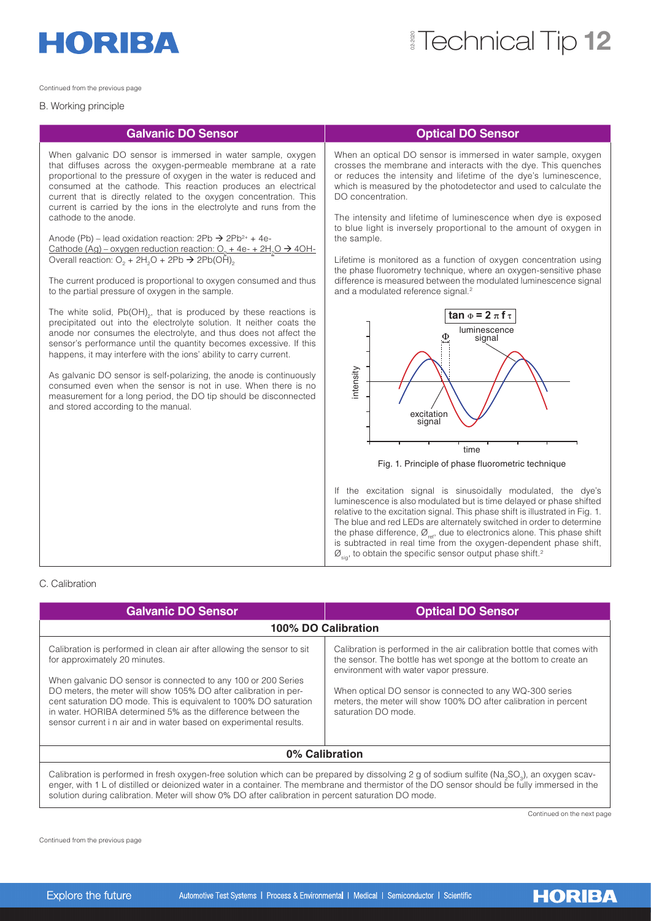Continued from the previous page

B. Working principle

| Galvanic DO Sensor | Optical DO Sensor |
|---|---|
| When galvanic DO sensor is immersed in water sample, oxygen that diffuses across the oxygen-permeable membrane at a rate proportional to the pressure of oxygen in the water is reduced and consumed at the cathode. This reaction produces an electrical current that is directly related to the oxygen concentration. This current is carried by the ions in the electrolyte and runs from the cathode to the anode.<br><br>Anode (Pb) – lead oxidation reaction: $2Pb \rightarrow 2Pb^{2+} + 4e^-$<br>Cathode (Ag) – oxygen reduction reaction: $O_2 + 4e^- + 2H_2O \rightarrow 4OH^-$<br>Overall reaction: $O_2 + 2H_2O + 2Pb \rightarrow 2Pb(OH)_2$<br><br>The current produced is proportional to oxygen consumed and thus to the partial pressure of oxygen in the sample.<br><br>The white solid, $Pb(OH)_2$, that is produced by these reactions is precipitated out into the electrolyte solution. It neither coats the anode nor consumes the electrolyte, and thus does not affect the sensor's performance until the quantity becomes excessive. If this happens, it may interfere with the ions' ability to carry current.<br><br>As galvanic DO sensor is self-polarizing, the anode is continuously consumed even when the sensor is not in use. When there is no measurement for a long period, the DO tip should be disconnected and stored according to the manual. | When an optical DO sensor is immersed in water sample, oxygen crosses the membrane and interacts with the dye. This quenches or reduces the intensity and lifetime of the dye's luminescence, which is measured by the photodetector and used to calculate the DO concentration.<br><br>The intensity and lifetime of luminescence when dye is exposed to blue light is inversely proportional to the amount of oxygen in the sample.<br><br>Lifetime is monitored as a function of oxygen concentration using the phase fluorometry technique, where an oxygen-sensitive phase difference is measured between the modulated luminescence signal and a modulated reference signal.[2]<br><br>$\tan \Phi = 2 \pi f \tau$<br><br>Fig. 1. Principle of phase fluorometric technique<br><br>If the excitation signal is sinusoidally modulated, the dye's luminescence is also modulated but is time delayed or phase shifted relative to the excitation signal. This phase shift is illustrated in Fig. 1. The blue and red LEDs are alternately switched in order to determine the phase difference, $Ø_{ref}$, due to electronics alone. This phase shift is subtracted in real time from the oxygen-dependent phase shift, $Ø_{sig}$, to obtain the specific sensor output phase shift.[2] |

C. Calibration

| Galvanic DO Sensor | Optical DO Sensor |
|---|---|
| **100% DO Calibration** | |
| Calibration is performed in clean air after allowing the sensor to sit for approximately 20 minutes.<br><br>When galvanic DO sensor is connected to any 100 or 200 Series DO meters, the meter will show 105% DO after calibration in percent saturation DO mode. This is equivalent to 100% DO saturation in water. HORIBA determined 5% as the difference between the sensor current i n air and in water based on experimental results. | Calibration is performed in the air calibration bottle that comes with the sensor. The bottle has wet sponge at the bottom to create an environment with water vapor pressure.<br><br>When optical DO sensor is connected to any WQ-300 series meters, the meter will show 100% DO after calibration in percent saturation DO mode. |
| **0% Calibration** | |
| Calibration is performed in fresh oxygen-free solution which can be prepared by dissolving 2 g of sodium sulfite ($Na_2SO_3$), an oxygen scavenger, with 1 L of distilled or deionized water in a container. The membrane and thermistor of the DO sensor should be fully immersed in the solution during calibration. Meter will show 0% DO after calibration in percent saturation DO mode. | |

Continued on the next page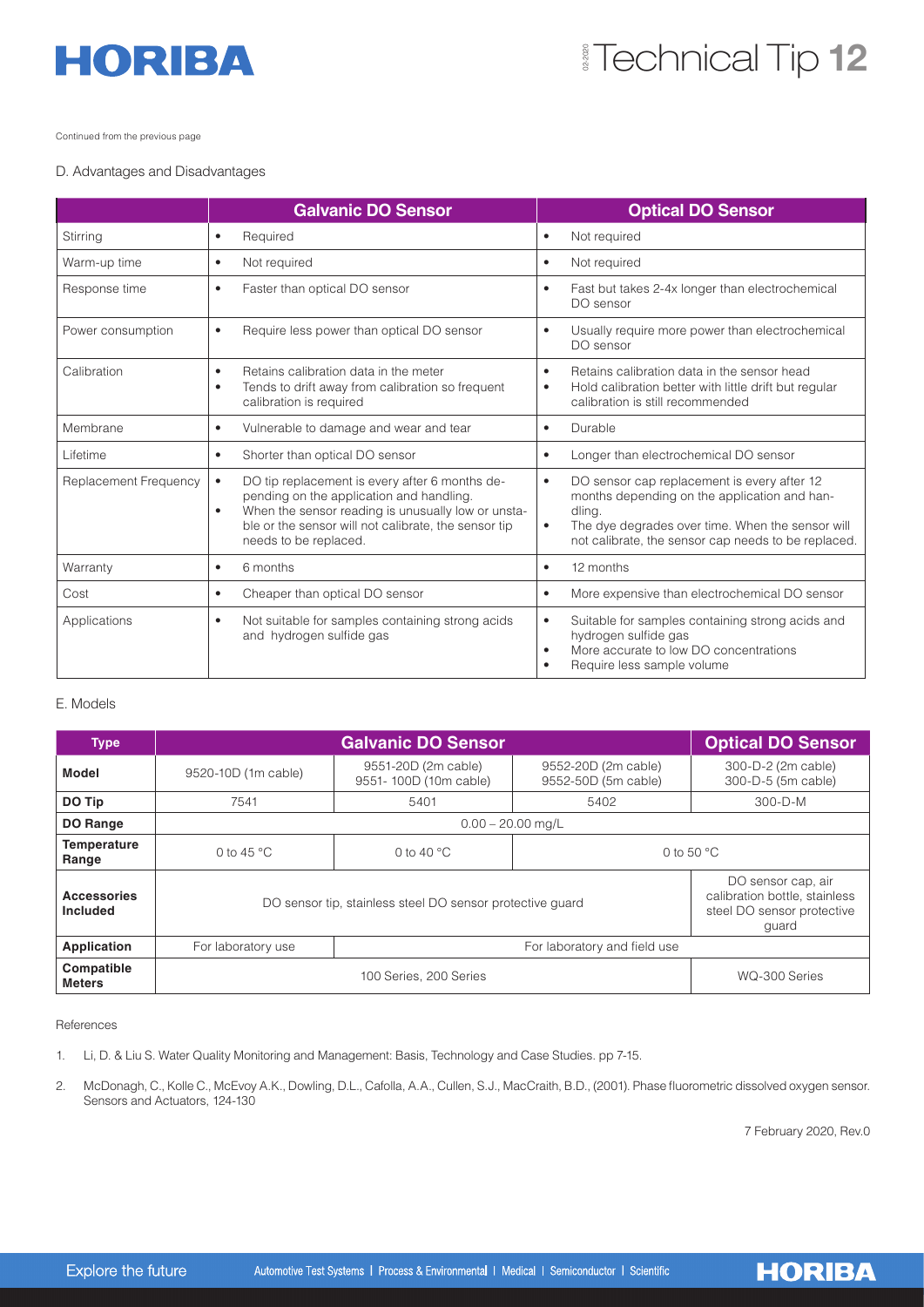Continued from the previous page

### D. Advantages and Disadvantages

| | Galvanic DO Sensor | Optical DO Sensor |
|---|---|---|
| Stirring | • Required | • Not required |
| Warm-up time | • Not required | • Not required |
| Response time | • Faster than optical DO sensor | • Fast but takes 2-4x longer than electrochemical DO sensor |
| Power consumption | • Require less power than optical DO sensor | • Usually require more power than electrochemical DO sensor |
| Calibration | • Retains calibration data in the meter<br>• Tends to drift away from calibration so frequent calibration is required | • Retains calibration data in the sensor head<br>• Hold calibration better with little drift but regular calibration is still recommended |
| Membrane | • Vulnerable to damage and wear and tear | • Durable |
| Lifetime | • Shorter than optical DO sensor | • Longer than electrochemical DO sensor |
| Replacement Frequency | • DO tip replacement is every after 6 months depending on the application and handling.<br>• When the sensor reading is unusually low or unstable or the sensor will not calibrate, the sensor tip needs to be replaced. | • DO sensor cap replacement is every after 12 months depending on the application and handling.<br>• The dye degrades over time. When the sensor will not calibrate, the sensor cap needs to be replaced. |
| Warranty | • 6 months | • 12 months |
| Cost | • Cheaper than optical DO sensor | • More expensive than electrochemical DO sensor |
| Applications | • Not suitable for samples containing strong acids and hydrogen sulfide gas | • Suitable for samples containing strong acids and hydrogen sulfide gas<br>• More accurate to low DO concentrations<br>• Require less sample volume |

### E. Models

| Type | Galvanic DO Sensor | | | Optical DO Sensor |
|---|---|---|---|---|
| **Model** | 9520-10D (1m cable) | 9551-20D (2m cable)<br>9551- 100D (10m cable) | 9552-20D (2m cable)<br>9552-50D (5m cable) | 300-D-2 (2m cable)<br>300-D-5 (5m cable) |
| **DO Tip** | 7541 | 5401 | 5402 | 300-D-M |
| **DO Range** | 0.00 – 20.00 mg/L | | | |
| **Temperature Range** | 0 to 45 °C | 0 to 40 °C | 0 to 50 °C | |
| **Accessories Included** | DO sensor tip, stainless steel DO sensor protective guard | | | DO sensor cap, air calibration bottle, stainless steel DO sensor protective guard |
| **Application** | For laboratory use | For laboratory and field use | | |
| **Compatible Meters** | 100 Series, 200 Series | | | WQ-300 Series |

References

1. Li, D. & Liu S. Water Quality Monitoring and Management: Basis, Technology and Case Studies. pp 7-15.
2. McDonagh, C., Kolle C., McEvoy A.K., Dowling, D.L., Cafolla, A.A., Cullen, S.J., MacCraith, B.D., (2001). Phase fluorometric dissolved oxygen sensor. Sensors and Actuators, 124-130

7 February 2020, Rev.0